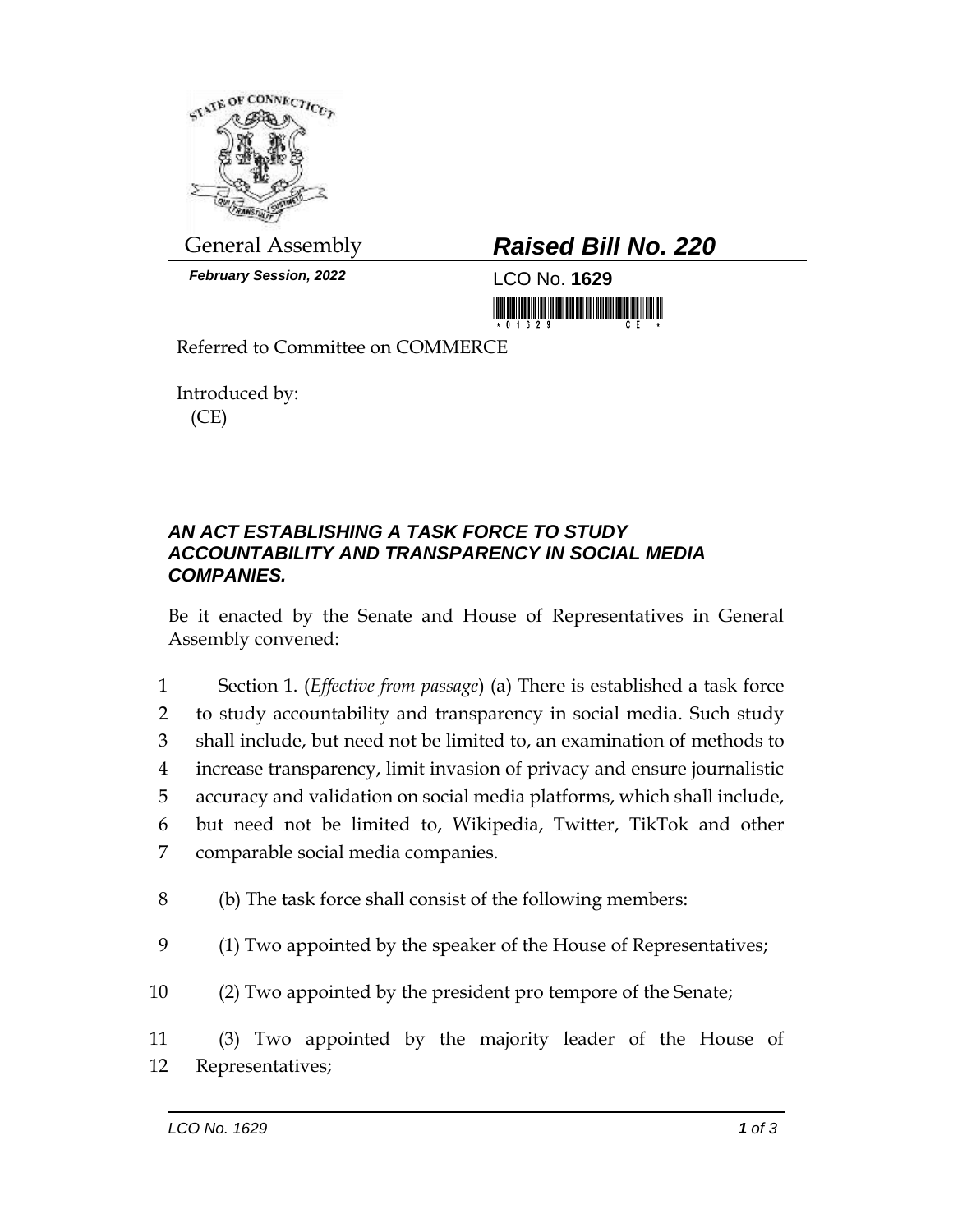General Assembly

*February Session, 2022*

# *Raised Bill No. 220*

LCO No. **1629**

Referred to Committee on COMMERCE

Introduced by:
(CE)

## *AN ACT ESTABLISHING A TASK FORCE TO STUDY ACCOUNTABILITY AND TRANSPARENCY IN SOCIAL MEDIA COMPANIES.*

Be it enacted by the Senate and House of Representatives in General Assembly convened:

1 Section 1. (*Effective from passage*) (a) There is established a task force
2 to study accountability and transparency in social media. Such study
3 shall include, but need not be limited to, an examination of methods to
4 increase transparency, limit invasion of privacy and ensure journalistic
5 accuracy and validation on social media platforms, which shall include,
6 but need not be limited to, Wikipedia, Twitter, TikTok and other
7 comparable social media companies.

8 (b) The task force shall consist of the following members:

9 (1) Two appointed by the speaker of the House of Representatives;

10 (2) Two appointed by the president pro tempore of the Senate;

11 (3) Two appointed by the majority leader of the House of
12 Representatives;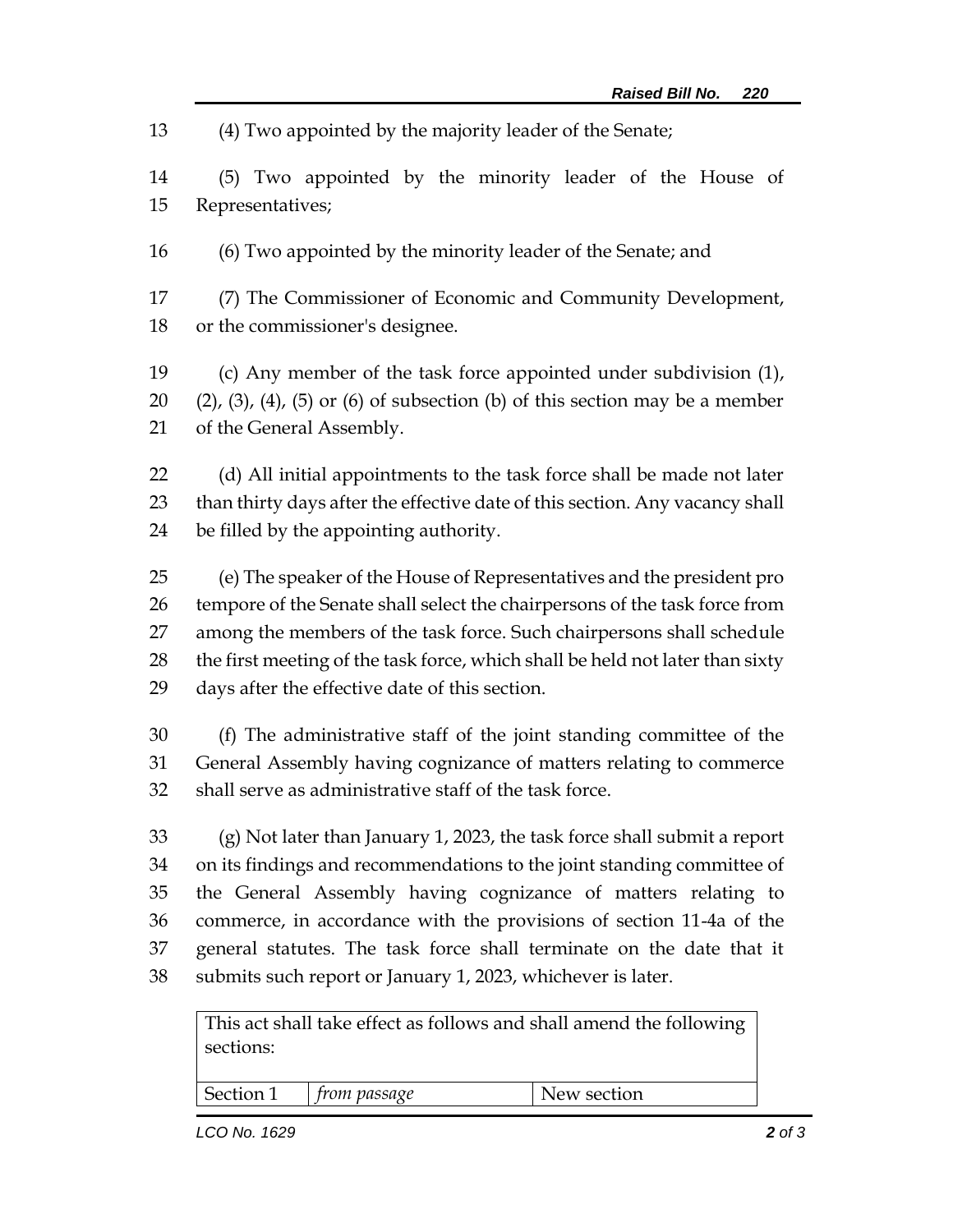(4) Two appointed by the majority leader of the Senate;

(5) Two appointed by the minority leader of the House of Representatives;

(6) Two appointed by the minority leader of the Senate; and

(7) The Commissioner of Economic and Community Development, or the commissioner's designee.

(c) Any member of the task force appointed under subdivision (1), (2), (3), (4), (5) or (6) of subsection (b) of this section may be a member of the General Assembly.

(d) All initial appointments to the task force shall be made not later than thirty days after the effective date of this section. Any vacancy shall be filled by the appointing authority.

(e) The speaker of the House of Representatives and the president pro tempore of the Senate shall select the chairpersons of the task force from among the members of the task force. Such chairpersons shall schedule the first meeting of the task force, which shall be held not later than sixty days after the effective date of this section.

(f) The administrative staff of the joint standing committee of the General Assembly having cognizance of matters relating to commerce shall serve as administrative staff of the task force.

(g) Not later than January 1, 2023, the task force shall submit a report on its findings and recommendations to the joint standing committee of the General Assembly having cognizance of matters relating to commerce, in accordance with the provisions of section 11-4a of the general statutes. The task force shall terminate on the date that it submits such report or January 1, 2023, whichever is later.

| This act shall take effect as follows and shall amend the following sections: | | |
|---|---|---|
| Section 1 | *from passage* | New section |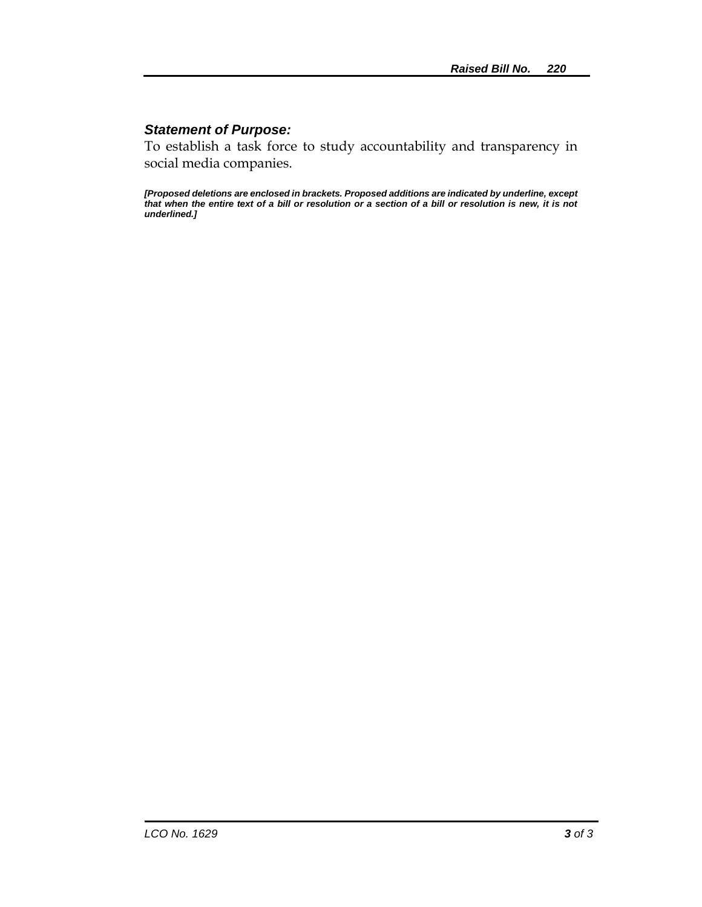## *Statement of Purpose:*

To establish a task force to study accountability and transparency in social media companies.

***[Proposed deletions are enclosed in brackets. Proposed additions are indicated by underline, except that when the entire text of a bill or resolution or a section of a bill or resolution is new, it is not underlined.]***